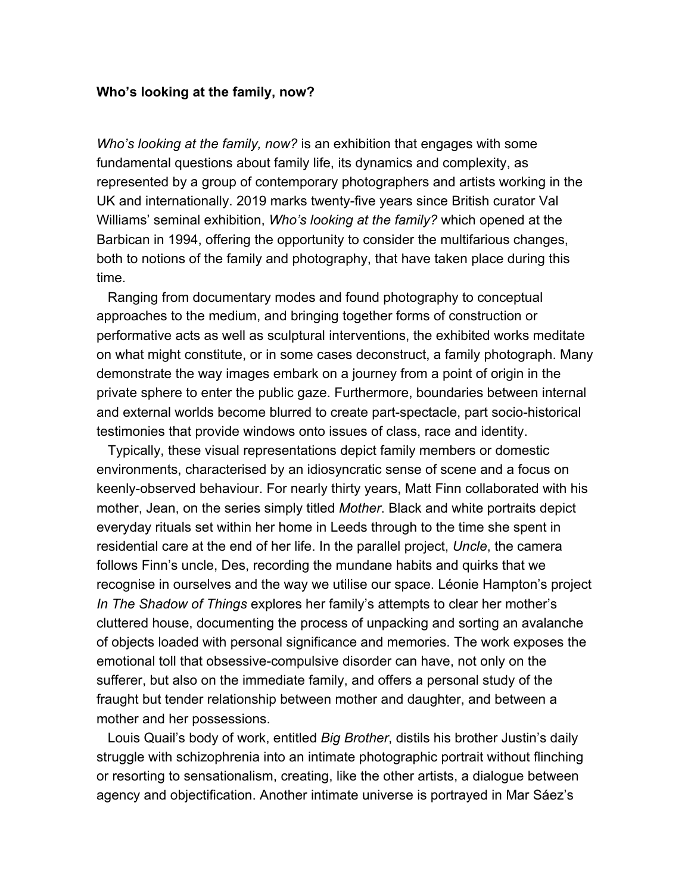**Who's looking at the family, now?**

*Who's looking at the family, now?* is an exhibition that engages with some fundamental questions about family life, its dynamics and complexity, as represented by a group of contemporary photographers and artists working in the UK and internationally. 2019 marks twenty-five years since British curator Val Williams' seminal exhibition, *Who's looking at the family?* which opened at the Barbican in 1994, offering the opportunity to consider the multifarious changes, both to notions of the family and photography, that have taken place during this time.

Ranging from documentary modes and found photography to conceptual approaches to the medium, and bringing together forms of construction or performative acts as well as sculptural interventions, the exhibited works meditate on what might constitute, or in some cases deconstruct, a family photograph. Many demonstrate the way images embark on a journey from a point of origin in the private sphere to enter the public gaze. Furthermore, boundaries between internal and external worlds become blurred to create part-spectacle, part socio-historical testimonies that provide windows onto issues of class, race and identity.

Typically, these visual representations depict family members or domestic environments, characterised by an idiosyncratic sense of scene and a focus on keenly-observed behaviour. For nearly thirty years, Matt Finn collaborated with his mother, Jean, on the series simply titled *Mother*. Black and white portraits depict everyday rituals set within her home in Leeds through to the time she spent in residential care at the end of her life. In the parallel project, *Uncle*, the camera follows Finn's uncle, Des, recording the mundane habits and quirks that we recognise in ourselves and the way we utilise our space. Léonie Hampton's project *In The Shadow of Things* explores her family's attempts to clear her mother's cluttered house, documenting the process of unpacking and sorting an avalanche of objects loaded with personal significance and memories. The work exposes the emotional toll that obsessive-compulsive disorder can have, not only on the sufferer, but also on the immediate family, and offers a personal study of the fraught but tender relationship between mother and daughter, and between a mother and her possessions.

Louis Quail's body of work, entitled *Big Brother*, distils his brother Justin's daily struggle with schizophrenia into an intimate photographic portrait without flinching or resorting to sensationalism, creating, like the other artists, a dialogue between agency and objectification. Another intimate universe is portrayed in Mar Sáez's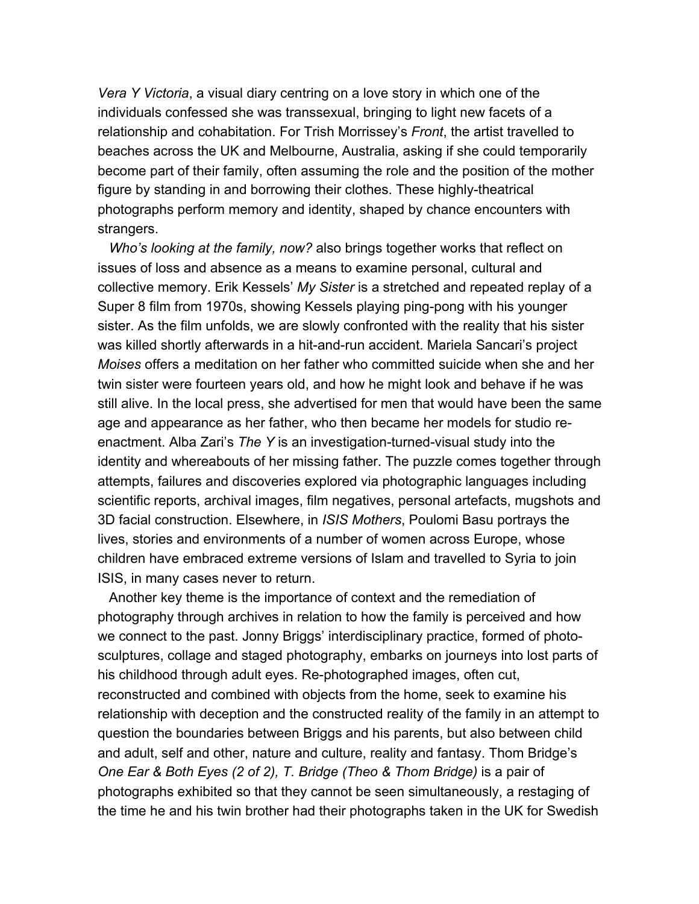*Vera Y Victoria*, a visual diary centring on a love story in which one of the individuals confessed she was transsexual, bringing to light new facets of a relationship and cohabitation. For Trish Morrissey's *Front*, the artist travelled to beaches across the UK and Melbourne, Australia, asking if she could temporarily become part of their family, often assuming the role and the position of the mother figure by standing in and borrowing their clothes. These highly-theatrical photographs perform memory and identity, shaped by chance encounters with strangers.

*Who's looking at the family, now?* also brings together works that reflect on issues of loss and absence as a means to examine personal, cultural and collective memory. Erik Kessels' *My Sister* is a stretched and repeated replay of a Super 8 film from 1970s, showing Kessels playing ping-pong with his younger sister. As the film unfolds, we are slowly confronted with the reality that his sister was killed shortly afterwards in a hit-and-run accident. Mariela Sancari's project *Moises* offers a meditation on her father who committed suicide when she and her twin sister were fourteen years old, and how he might look and behave if he was still alive. In the local press, she advertised for men that would have been the same age and appearance as her father, who then became her models for studio re-enactment. Alba Zari's *The Y* is an investigation-turned-visual study into the identity and whereabouts of her missing father. The puzzle comes together through attempts, failures and discoveries explored via photographic languages including scientific reports, archival images, film negatives, personal artefacts, mugshots and 3D facial construction. Elsewhere, in *ISIS Mothers*, Poulomi Basu portrays the lives, stories and environments of a number of women across Europe, whose children have embraced extreme versions of Islam and travelled to Syria to join ISIS, in many cases never to return.

Another key theme is the importance of context and the remediation of photography through archives in relation to how the family is perceived and how we connect to the past. Jonny Briggs' interdisciplinary practice, formed of photo-sculptures, collage and staged photography, embarks on journeys into lost parts of his childhood through adult eyes. Re-photographed images, often cut, reconstructed and combined with objects from the home, seek to examine his relationship with deception and the constructed reality of the family in an attempt to question the boundaries between Briggs and his parents, but also between child and adult, self and other, nature and culture, reality and fantasy. Thom Bridge's *One Ear & Both Eyes (2 of 2), T. Bridge (Theo & Thom Bridge)* is a pair of photographs exhibited so that they cannot be seen simultaneously, a restaging of the time he and his twin brother had their photographs taken in the UK for Swedish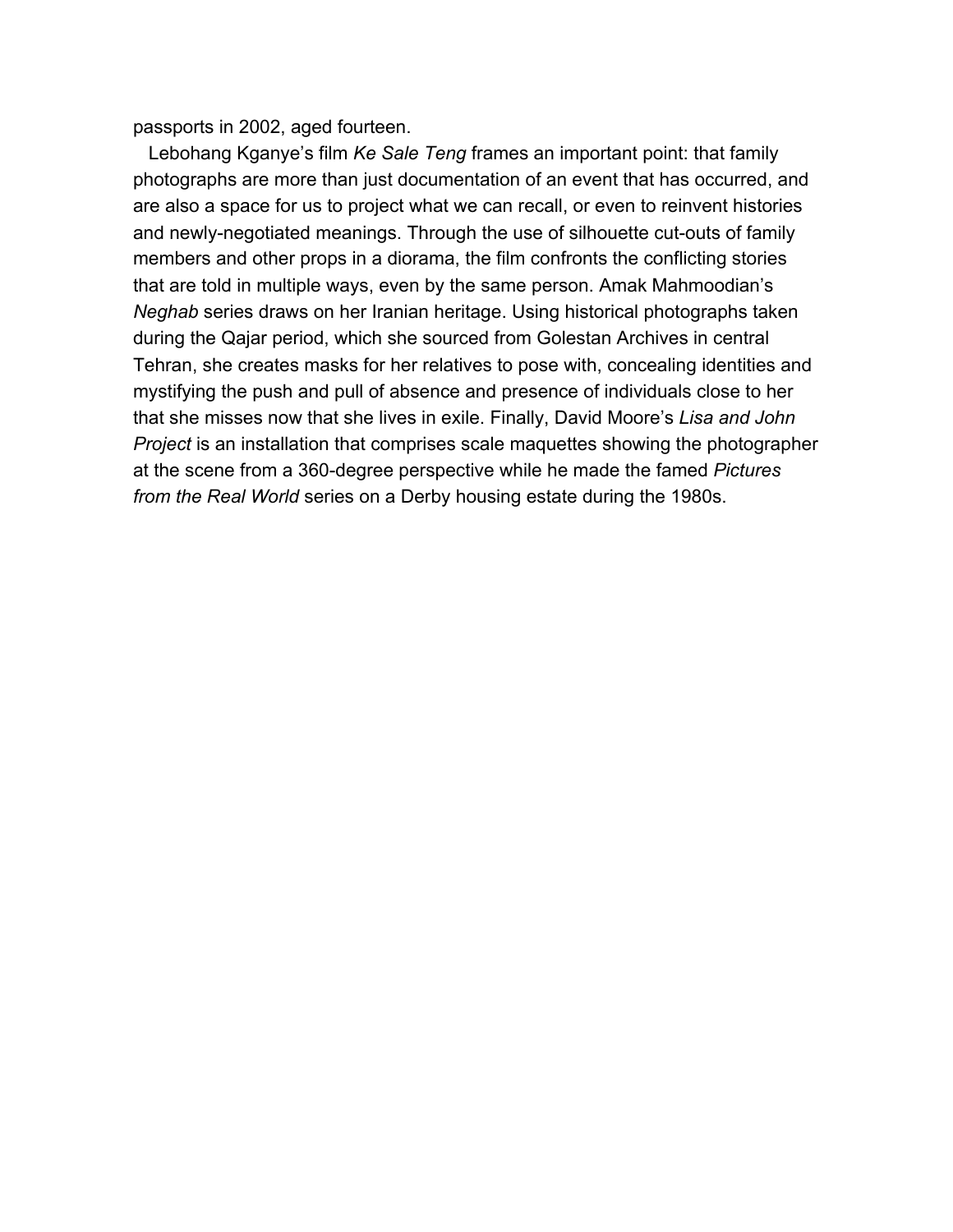passports in 2002, aged fourteen.

Lebohang Kganye's film *Ke Sale Teng* frames an important point: that family photographs are more than just documentation of an event that has occurred, and are also a space for us to project what we can recall, or even to reinvent histories and newly-negotiated meanings. Through the use of silhouette cut-outs of family members and other props in a diorama, the film confronts the conflicting stories that are told in multiple ways, even by the same person. Amak Mahmoodian's *Neghab* series draws on her Iranian heritage. Using historical photographs taken during the Qajar period, which she sourced from Golestan Archives in central Tehran, she creates masks for her relatives to pose with, concealing identities and mystifying the push and pull of absence and presence of individuals close to her that she misses now that she lives in exile. Finally, David Moore's *Lisa and John Project* is an installation that comprises scale maquettes showing the photographer at the scene from a 360-degree perspective while he made the famed *Pictures from the Real World* series on a Derby housing estate during the 1980s.